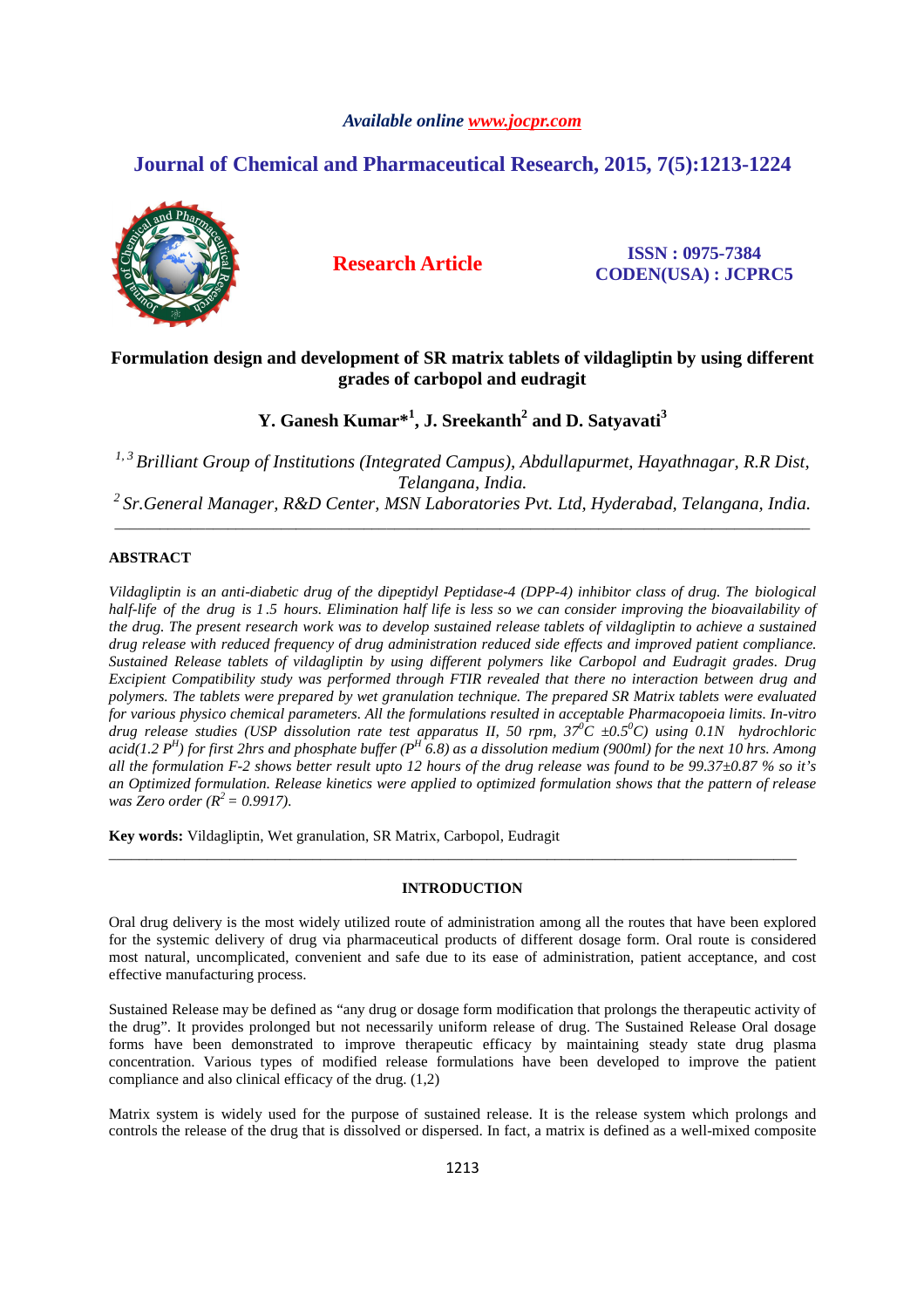*Available online www.jocpr.com*

# Journal of Chemical and Pharmaceutical Research, 2015, 7(5):1213-1224

**Research Article**

**ISSN : 0975-7384**
**CODEN(USA) : JCPRC5**

## Formulation design and development of SR matrix tablets of vildagliptin by using different grades of carbopol and eudragit

**Y. Ganesh Kumar*[1], J. Sreekanth[2] and D. Satyavati[3]**

*[1, 3] Brilliant Group of Institutions (Integrated Campus), Abdullapurmet, Hayathnagar, R.R Dist, Telangana, India.*
*[2] Sr.General Manager, R&D Center, MSN Laboratories Pvt. Ltd, Hyderabad, Telangana, India.*

---

### ABSTRACT

*Vildagliptin is an anti-diabetic drug of the dipeptidyl Peptidase-4 (DPP-4) inhibitor class of drug. The biological half-life of the drug is 1.5 hours. Elimination half life is less so we can consider improving the bioavailability of the drug. The present research work was to develop sustained release tablets of vildagliptin to achieve a sustained drug release with reduced frequency of drug administration reduced side effects and improved patient compliance. Sustained Release tablets of vildagliptin by using different polymers like Carbopol and Eudragit grades. Drug Excipient Compatibility study was performed through FTIR revealed that there no interaction between drug and polymers. The tablets were prepared by wet granulation technique. The prepared SR Matrix tablets were evaluated for various physico chemical parameters. All the formulations resulted in acceptable Pharmacopoeia limits. In-vitro drug release studies (USP dissolution rate test apparatus II, 50 rpm, $37^0C \pm 0.5^0C$) using 0.1N hydrochloric acid(1.2 $P^H$) for first 2hrs and phosphate buffer ($P^H$ 6.8) as a dissolution medium (900ml) for the next 10 hrs. Among all the formulation F-2 shows better result upto 12 hours of the drug release was found to be 99.37±0.87 % so it's an Optimized formulation. Release kinetics were applied to optimized formulation shows that the pattern of release was Zero order ($R^2$ = 0.9917).*

**Key words:** Vildagliptin, Wet granulation, SR Matrix, Carbopol, Eudragit

---

### INTRODUCTION

Oral drug delivery is the most widely utilized route of administration among all the routes that have been explored for the systemic delivery of drug via pharmaceutical products of different dosage form. Oral route is considered most natural, uncomplicated, convenient and safe due to its ease of administration, patient acceptance, and cost effective manufacturing process.

Sustained Release may be defined as "any drug or dosage form modification that prolongs the therapeutic activity of the drug". It provides prolonged but not necessarily uniform release of drug. The Sustained Release Oral dosage forms have been demonstrated to improve therapeutic efficacy by maintaining steady state drug plasma concentration. Various types of modified release formulations have been developed to improve the patient compliance and also clinical efficacy of the drug. (1,2)

Matrix system is widely used for the purpose of sustained release. It is the release system which prolongs and controls the release of the drug that is dissolved or dispersed. In fact, a matrix is defined as a well-mixed composite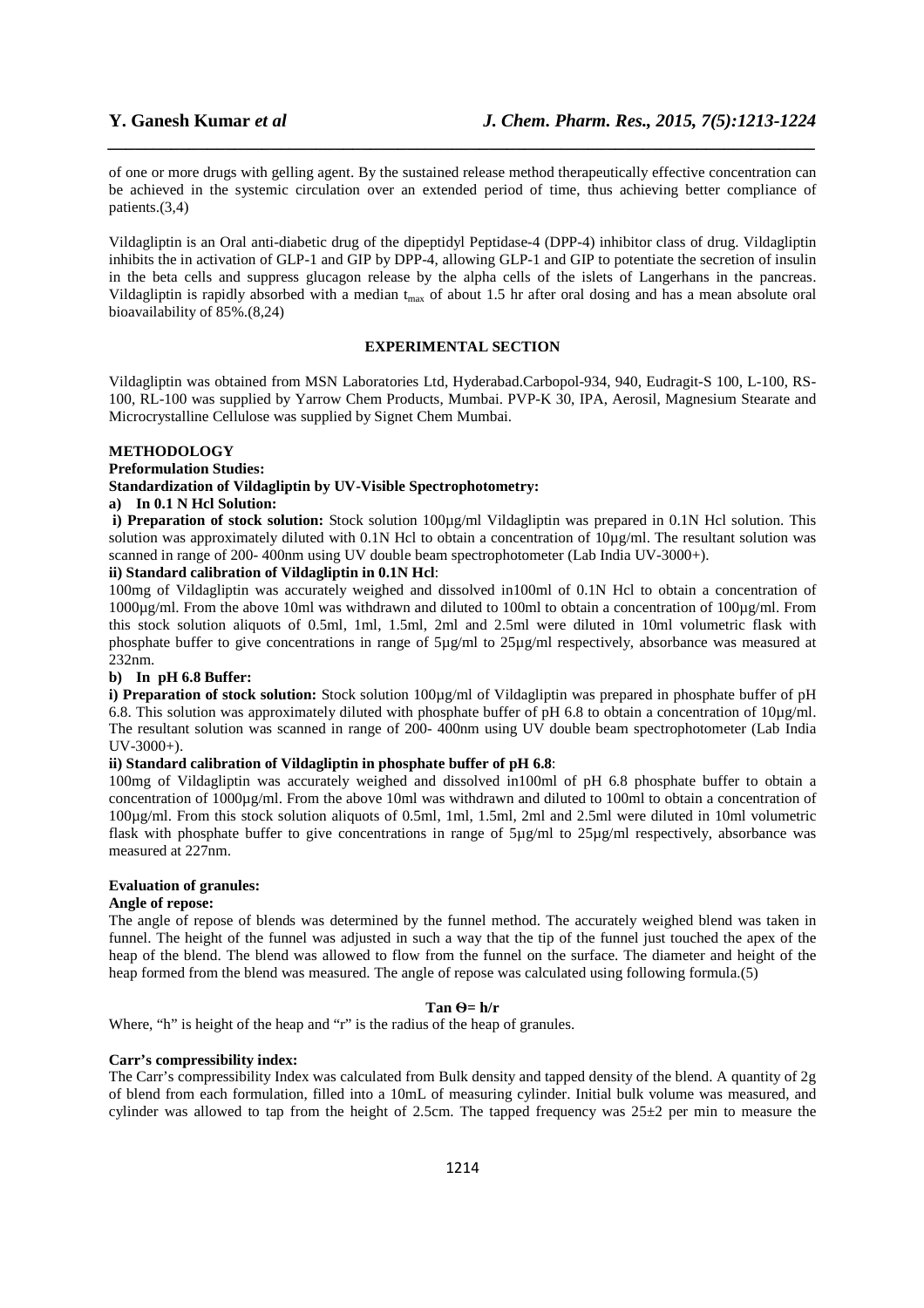of one or more drugs with gelling agent. By the sustained release method therapeutically effective concentration can be achieved in the systemic circulation over an extended period of time, thus achieving better compliance of patients.(3,4)

Vildagliptin is an Oral anti-diabetic drug of the dipeptidyl Peptidase-4 (DPP-4) inhibitor class of drug. Vildagliptin inhibits the in activation of GLP-1 and GIP by DPP-4, allowing GLP-1 and GIP to potentiate the secretion of insulin in the beta cells and suppress glucagon release by the alpha cells of the islets of Langerhans in the pancreas. Vildagliptin is rapidly absorbed with a median $t_{max}$ of about 1.5 hr after oral dosing and has a mean absolute oral bioavailability of 85%.(8,24)

## EXPERIMENTAL SECTION

Vildagliptin was obtained from MSN Laboratories Ltd, Hyderabad.Carbopol-934, 940, Eudragit-S 100, L-100, RS-100, RL-100 was supplied by Yarrow Chem Products, Mumbai. PVP-K 30, IPA, Aerosil, Magnesium Stearate and Microcrystalline Cellulose was supplied by Signet Chem Mumbai.

### METHODOLOGY

**Preformulation Studies:**

**Standardization of Vildagliptin by UV-Visible Spectrophotometry:**

**a) In 0.1 N Hcl Solution:**

**i) Preparation of stock solution:** Stock solution 100µg/ml Vildagliptin was prepared in 0.1N Hcl solution. This solution was approximately diluted with 0.1N Hcl to obtain a concentration of 10µg/ml. The resultant solution was scanned in range of 200- 400nm using UV double beam spectrophotometer (Lab India UV-3000+).

**ii) Standard calibration of Vildagliptin in 0.1N Hcl**:

100mg of Vildagliptin was accurately weighed and dissolved in100ml of 0.1N Hcl to obtain a concentration of 1000µg/ml. From the above 10ml was withdrawn and diluted to 100ml to obtain a concentration of 100µg/ml. From this stock solution aliquots of 0.5ml, 1ml, 1.5ml, 2ml and 2.5ml were diluted in 10ml volumetric flask with phosphate buffer to give concentrations in range of 5µg/ml to 25µg/ml respectively, absorbance was measured at 232nm.

**b) In pH 6.8 Buffer:**

**i) Preparation of stock solution:** Stock solution 100µg/ml of Vildagliptin was prepared in phosphate buffer of pH 6.8. This solution was approximately diluted with phosphate buffer of pH 6.8 to obtain a concentration of 10µg/ml. The resultant solution was scanned in range of 200- 400nm using UV double beam spectrophotometer (Lab India UV-3000+).

**ii) Standard calibration of Vildagliptin in phosphate buffer of pH 6.8**:

100mg of Vildagliptin was accurately weighed and dissolved in100ml of pH 6.8 phosphate buffer to obtain a concentration of 1000µg/ml. From the above 10ml was withdrawn and diluted to 100ml to obtain a concentration of 100µg/ml. From this stock solution aliquots of 0.5ml, 1ml, 1.5ml, 2ml and 2.5ml were diluted in 10ml volumetric flask with phosphate buffer to give concentrations in range of 5µg/ml to 25µg/ml respectively, absorbance was measured at 227nm.

**Evaluation of granules:**

**Angle of repose:**

The angle of repose of blends was determined by the funnel method. The accurately weighed blend was taken in funnel. The height of the funnel was adjusted in such a way that the tip of the funnel just touched the apex of the heap of the blend. The blend was allowed to flow from the funnel on the surface. The diameter and height of the heap formed from the blend was measured. The angle of repose was calculated using following formula.(5)

$$\tan \theta = h/r$$

Where, "h" is height of the heap and "r" is the radius of the heap of granules.

**Carr's compressibility index:**

The Carr's compressibility Index was calculated from Bulk density and tapped density of the blend. A quantity of 2g of blend from each formulation, filled into a 10mL of measuring cylinder. Initial bulk volume was measured, and cylinder was allowed to tap from the height of 2.5cm. The tapped frequency was 25±2 per min to measure the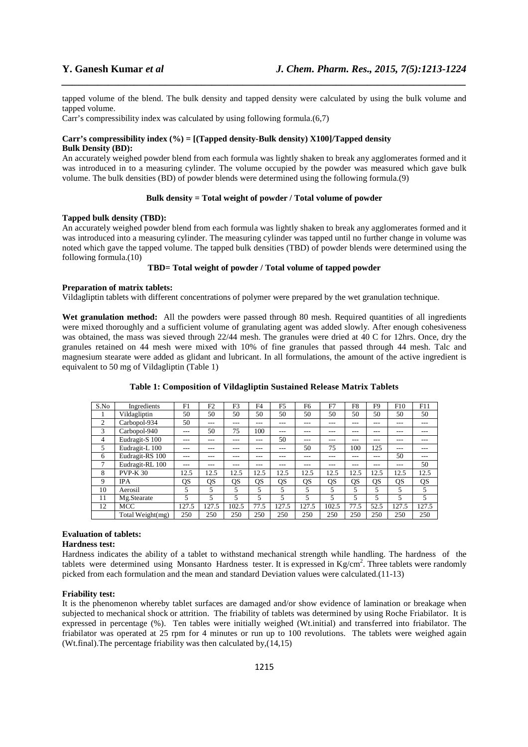tapped volume of the blend. The bulk density and tapped density were calculated by using the bulk volume and tapped volume.

Carr's compressibility index was calculated by using following formula.(6,7)

**Carr's compressibility index (%) = [(Tapped density-Bulk density) X100]/Tapped density**

**Bulk Density (BD):**

An accurately weighed powder blend from each formula was lightly shaken to break any agglomerates formed and it was introduced in to a measuring cylinder. The volume occupied by the powder was measured which gave bulk volume. The bulk densities (BD) of powder blends were determined using the following formula.(9)

**Bulk density = Total weight of powder / Total volume of powder**

**Tapped bulk density (TBD):**

An accurately weighed powder blend from each formula was lightly shaken to break any agglomerates formed and it was introduced into a measuring cylinder. The measuring cylinder was tapped until no further change in volume was noted which gave the tapped volume. The tapped bulk densities (TBD) of powder blends were determined using the following formula.(10)

**TBD= Total weight of powder / Total volume of tapped powder**

**Preparation of matrix tablets:**

Vildagliptin tablets with different concentrations of polymer were prepared by the wet granulation technique.

**Wet granulation method:** All the powders were passed through 80 mesh. Required quantities of all ingredients were mixed thoroughly and a sufficient volume of granulating agent was added slowly. After enough cohesiveness was obtained, the mass was sieved through 22/44 mesh. The granules were dried at 40 C for 12hrs. Once, dry the granules retained on 44 mesh were mixed with 10% of fine granules that passed through 44 mesh. Talc and magnesium stearate were added as glidant and lubricant. In all formulations, the amount of the active ingredient is equivalent to 50 mg of Vildagliptin (Table 1)

**Table 1: Composition of Vildagliptin Sustained Release Matrix Tablets**

| S.No | Ingredients | F1 | F2 | F3 | F4 | F5 | F6 | F7 | F8 | F9 | F10 | F11 |
|---|---|---|---|---|---|---|---|---|---|---|---|---|
| 1 | Vildagliptin | 50 | 50 | 50 | 50 | 50 | 50 | 50 | 50 | 50 | 50 | 50 |
| 2 | Carbopol-934 | 50 | --- | --- | --- | --- | --- | --- | --- | --- | --- | --- |
| 3 | Carbopol-940 | --- | 50 | 75 | 100 | --- | --- | --- | --- | --- | --- | --- |
| 4 | Eudragit-S 100 | --- | --- | --- | --- | 50 | --- | --- | --- | --- | --- | --- |
| 5 | Eudragit-L 100 | --- | --- | --- | --- | --- | 50 | 75 | 100 | 125 | --- | --- |
| 6 | Eudragit-RS 100 | --- | --- | --- | --- | --- | --- | --- | --- | --- | 50 | --- |
| 7 | Eudragit-RL 100 | --- | --- | --- | --- | --- | --- | --- | --- | --- | --- | 50 |
| 8 | PVP-K 30 | 12.5 | 12.5 | 12.5 | 12.5 | 12.5 | 12.5 | 12.5 | 12.5 | 12.5 | 12.5 | 12.5 |
| 9 | IPA | QS | QS | QS | QS | QS | QS | QS | QS | QS | QS | QS |
| 10 | Aerosil | 5 | 5 | 5 | 5 | 5 | 5 | 5 | 5 | 5 | 5 | 5 |
| 11 | Mg.Stearate | 5 | 5 | 5 | 5 | 5 | 5 | 5 | 5 | 5 | 5 | 5 |
| 12 | MCC | 127.5 | 127.5 | 102.5 | 77.5 | 127.5 | 127.5 | 102.5 | 77.5 | 52.5 | 127.5 | 127.5 |
| | Total Weight(mg) | 250 | 250 | 250 | 250 | 250 | 250 | 250 | 250 | 250 | 250 | 250 |

**Evaluation of tablets:**

**Hardness test:**

Hardness indicates the ability of a tablet to withstand mechanical strength while handling. The hardness of the tablets were determined using Monsanto Hardness tester. It is expressed in $Kg/cm^2$. Three tablets were randomly picked from each formulation and the mean and standard Deviation values were calculated.(11-13)

**Friability test:**

It is the phenomenon whereby tablet surfaces are damaged and/or show evidence of lamination or breakage when subjected to mechanical shock or attrition. The friability of tablets was determined by using Roche Friabilator. It is expressed in percentage (%). Ten tables were initially weighed (Wt.initial) and transferred into friabilator. The friabilator was operated at 25 rpm for 4 minutes or run up to 100 revolutions. The tablets were weighed again (Wt.final).The percentage friability was then calculated by,(14,15)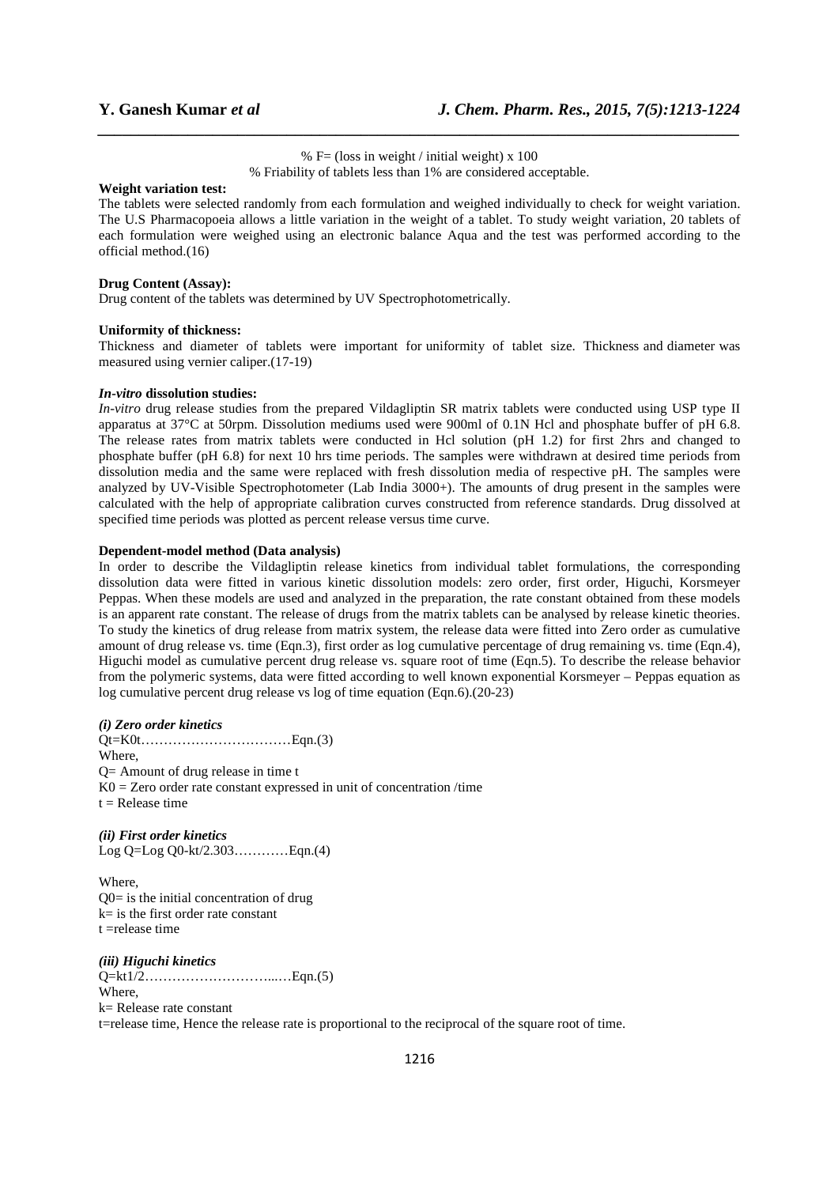% F= (loss in weight / initial weight) x 100

% Friability of tablets less than 1% are considered acceptable.

**Weight variation test:**

The tablets were selected randomly from each formulation and weighed individually to check for weight variation. The U.S Pharmacopoeia allows a little variation in the weight of a tablet. To study weight variation, 20 tablets of each formulation were weighed using an electronic balance Aqua and the test was performed according to the official method.(16)

**Drug Content (Assay):**

Drug content of the tablets was determined by UV Spectrophotometrically.

**Uniformity of thickness:**

Thickness and diameter of tablets were important for uniformity of tablet size. Thickness and diameter was measured using vernier caliper.(17-19)

***In-vitro* dissolution studies:**

*In-vitro* drug release studies from the prepared Vildagliptin SR matrix tablets were conducted using USP type II apparatus at 37°C at 50rpm. Dissolution mediums used were 900ml of 0.1N Hcl and phosphate buffer of pH 6.8. The release rates from matrix tablets were conducted in Hcl solution (pH 1.2) for first 2hrs and changed to phosphate buffer (pH 6.8) for next 10 hrs time periods. The samples were withdrawn at desired time periods from dissolution media and the same were replaced with fresh dissolution media of respective pH. The samples were analyzed by UV-Visible Spectrophotometer (Lab India 3000+). The amounts of drug present in the samples were calculated with the help of appropriate calibration curves constructed from reference standards. Drug dissolved at specified time periods was plotted as percent release versus time curve.

**Dependent-model method (Data analysis)**

In order to describe the Vildagliptin release kinetics from individual tablet formulations, the corresponding dissolution data were fitted in various kinetic dissolution models: zero order, first order, Higuchi, Korsmeyer Peppas. When these models are used and analyzed in the preparation, the rate constant obtained from these models is an apparent rate constant. The release of drugs from the matrix tablets can be analysed by release kinetic theories. To study the kinetics of drug release from matrix system, the release data were fitted into Zero order as cumulative amount of drug release vs. time (Eqn.3), first order as log cumulative percentage of drug remaining vs. time (Eqn.4), Higuchi model as cumulative percent drug release vs. square root of time (Eqn.5). To describe the release behavior from the polymeric systems, data were fitted according to well known exponential Korsmeyer – Peppas equation as log cumulative percent drug release vs log of time equation (Eqn.6).(20-23)

***(i) Zero order kinetics***

$Q_t = K_0 t$……………………………Eqn.(3)

Where,

Q= Amount of drug release in time t

$K_0$ = Zero order rate constant expressed in unit of concentration /time

t = Release time

***(ii) First order kinetics***

$\text{Log } Q = \text{Log } Q_0 - kt/2.303$…………Eqn.(4)

Where,

$Q_0$= is the initial concentration of drug

k= is the first order rate constant

t =release time

***(iii) Higuchi kinetics***

$Q = kt^{1/2}$………………………...…Eqn.(5)

Where,

k= Release rate constant

t=release time, Hence the release rate is proportional to the reciprocal of the square root of time.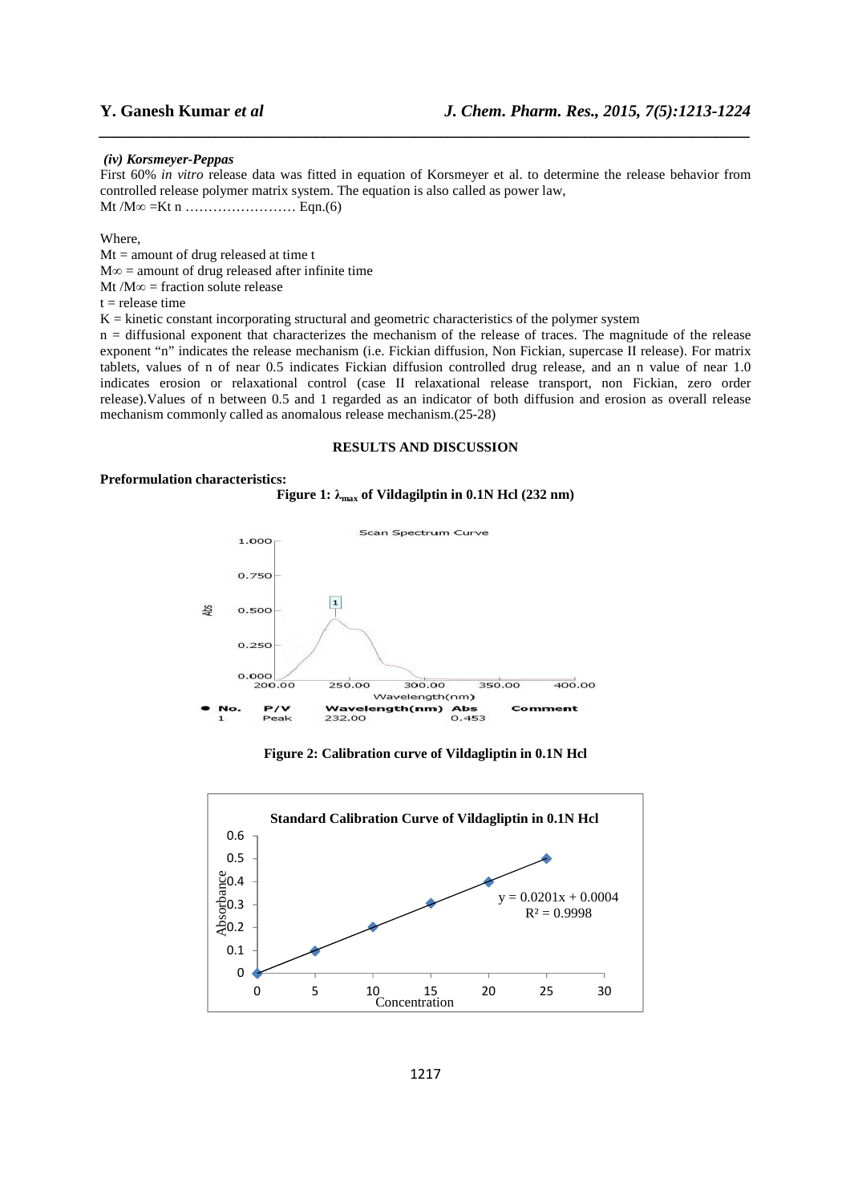*(iv) Korsmeyer-Peppas*

First 60% *in vitro* release data was fitted in equation of Korsmeyer et al. to determine the release behavior from controlled release polymer matrix system. The equation is also called as power law,

$M_t / M_\infty = Kt^n$ …………………… Eqn.(6)

Where,

$M_t$ = amount of drug released at time t

$M_\infty$ = amount of drug released after infinite time

$M_t / M_\infty$ = fraction solute release

t = release time

K = kinetic constant incorporating structural and geometric characteristics of the polymer system

n = diffusional exponent that characterizes the mechanism of the release of traces. The magnitude of the release exponent "n" indicates the release mechanism (i.e. Fickian diffusion, Non Fickian, supercase II release). For matrix tablets, values of n of near 0.5 indicates Fickian diffusion controlled drug release, and an n value of near 1.0 indicates erosion or relaxational control (case II relaxational release transport, non Fickian, zero order release).Values of n between 0.5 and 1 regarded as an indicator of both diffusion and erosion as overall release mechanism commonly called as anomalous release mechanism.(25-28)

## RESULTS AND DISCUSSION

**Preformulation characteristics:**

**Figure 1: $\lambda_{max}$ of Vildagilptin in 0.1N Hcl (232 nm)**

Scan Spectrum Curve

Abs

1.000
0.750
0.500
0.250
0.000

200.00 250.00 300.00 350.00 400.00

Wavelength(nm)

1

No. P/V Wavelength(nm) Abs Comment
1 Peak 232.00 0.453

**Figure 2: Calibration curve of Vildagliptin in 0.1N Hcl**

Standard Calibration Curve of Vildagliptin in 0.1N Hcl

Absorbance

0.6
0.5
0.4
0.3
0.2
0.1
0

0 5 10 15 20 25 30

Concentration

$y = 0.0201x + 0.0004$

$R^2 = 0.9998$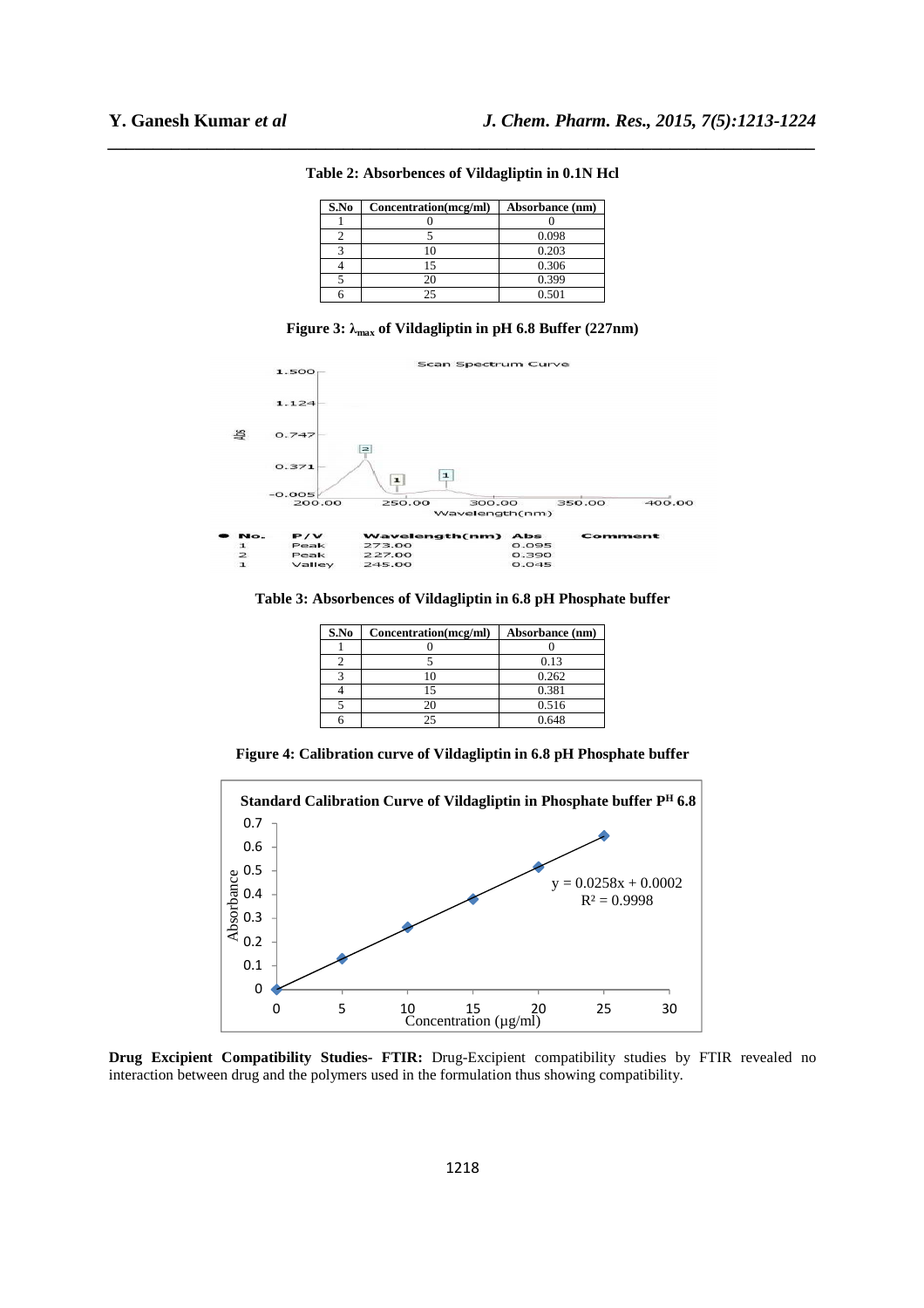**Table 2: Absorbences of Vildagliptin in 0.1N Hcl**

| S.No | Concentration(mcg/ml) | Absorbance (nm) |
|---|---|---|
| 1 | 0 | 0 |
| 2 | 5 | 0.098 |
| 3 | 10 | 0.203 |
| 4 | 15 | 0.306 |
| 5 | 20 | 0.399 |
| 6 | 25 | 0.501 |

**Figure 3: $\lambda_{max}$ of Vildagliptin in pH 6.8 Buffer (227nm)**

Scan Spectrum Curve

Abs

1.500
1.124
0.747
0.371
-0.005

200.00 250.00 300.00 350.00 400.00

Wavelength(nm)

No. P/V Wavelength(nm) Abs Comment
1 Peak 273.00 0.095
2 Peak 227.00 0.390
1 Valley 245.00 0.045

**Table 3: Absorbences of Vildagliptin in 6.8 pH Phosphate buffer**

| S.No | Concentration(mcg/ml) | Absorbance (nm) |
|---|---|---|
| 1 | 0 | 0 |
| 2 | 5 | 0.13 |
| 3 | 10 | 0.262 |
| 4 | 15 | 0.381 |
| 5 | 20 | 0.516 |
| 6 | 25 | 0.648 |

**Figure 4: Calibration curve of Vildagliptin in 6.8 pH Phosphate buffer**

Standard Calibration Curve of Vildagliptin in Phosphate buffer P^H 6.8

Absorbance

0.7
0.6
0.5
0.4
0.3
0.2
0.1
0

$y = 0.0258x + 0.0002$

$R^2 = 0.9998$

0 5 10 15 20 25 30

Concentration (µg/ml)

**Drug Excipient Compatibility Studies- FTIR:** Drug-Excipient compatibility studies by FTIR revealed no interaction between drug and the polymers used in the formulation thus showing compatibility.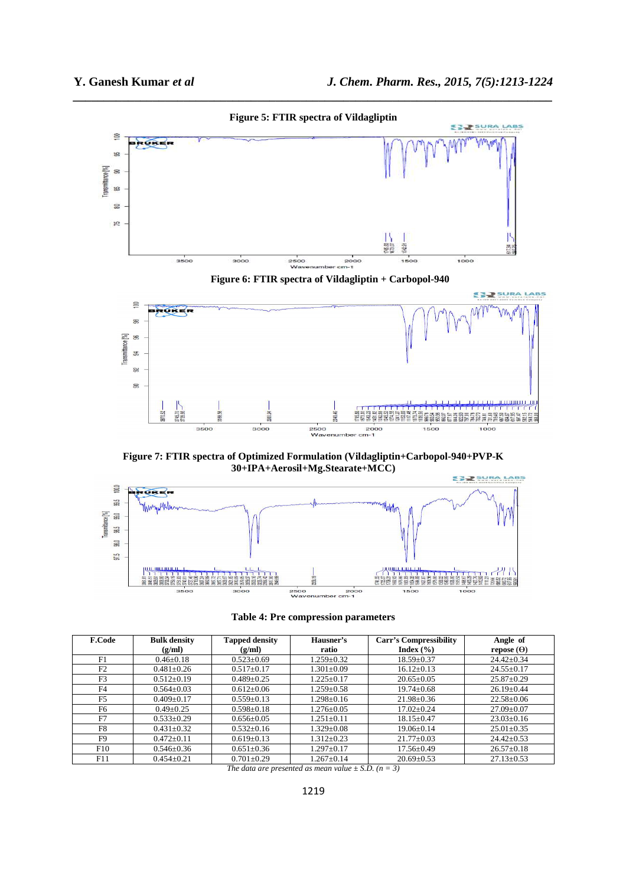**Figure 5: FTIR spectra of Vildagliptin**

**Figure 6: FTIR spectra of Vildagliptin + Carbopol-940**

**Figure 7: FTIR spectra of Optimized Formulation (Vildagliptin+Carbopol-940+PVP-K 30+IPA+Aerosil+Mg.Stearate+MCC)**

**Table 4: Pre compression parameters**

| F.Code | Bulk density (g/ml) | Tapped density (g/ml) | Hausner's ratio | Carr's Compressibility Index (%) | Angle of repose (Θ) |
|---|---|---|---|---|---|
| F1 | 0.46±0.18 | 0.523±0.69 | 1.259±0.32 | 18.59±0.37 | 24.42±0.34 |
| F2 | 0.481±0.26 | 0.517±0.17 | 1.301±0.09 | 16.12±0.13 | 24.55±0.17 |
| F3 | 0.512±0.19 | 0.489±0.25 | 1.225±0.17 | 20.65±0.05 | 25.87±0.29 |
| F4 | 0.564±0.03 | 0.612±0.06 | 1.259±0.58 | 19.74±0.68 | 26.19±0.44 |
| F5 | 0.409±0.17 | 0.559±0.13 | 1.298±0.16 | 21.98±0.36 | 22.58±0.06 |
| F6 | 0.49±0.25 | 0.598±0.18 | 1.276±0.05 | 17.02±0.24 | 27.09±0.07 |
| F7 | 0.533±0.29 | 0.656±0.05 | 1.251±0.11 | 18.15±0.47 | 23.03±0.16 |
| F8 | 0.431±0.32 | 0.532±0.16 | 1.329±0.08 | 19.06±0.14 | 25.01±0.35 |
| F9 | 0.472±0.11 | 0.619±0.13 | 1.312±0.23 | 21.77±0.03 | 24.42±0.53 |
| F10 | 0.546±0.36 | 0.651±0.36 | 1.297±0.17 | 17.56±0.49 | 26.57±0.18 |
| F11 | 0.454±0.21 | 0.701±0.29 | 1.267±0.14 | 20.69±0.53 | 27.13±0.53 |

*The data are presented as mean value ± S.D. (n = 3)*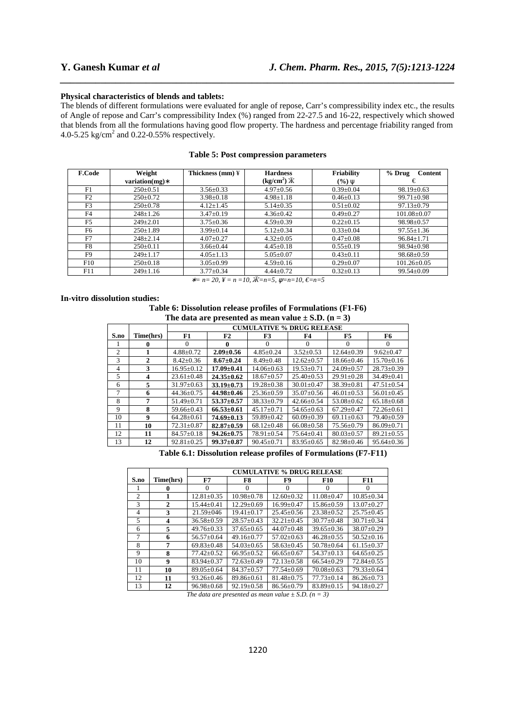**Physical characteristics of blends and tablets:**

The blends of different formulations were evaluated for angle of repose, Carr's compressibility index etc., the results of Angle of repose and Carr's compressibility Index (%) ranged from 22-27.5 and 16-22, respectively which showed that blends from all the formulations having good flow property. The hardness and percentage friability ranged from 4.0-5.25 kg/cm$^2$ and 0.22-0.55% respectively.

**Table 5: Post compression parameters**

| F.Code | Weight variation(mg)∗ | Thickness (mm) ¥ | Hardness (kg/cm$^2$) Ж | Friability (%) ψ | % Drug Content € |
|---|---|---|---|---|---|
| F1 | 250±0.51 | 3.56±0.33 | 4.97±0.56 | 0.39±0.04 | 98.19±0.63 |
| F2 | 250±0.72 | 3.98±0.18 | 4.98±1.18 | 0.46±0.13 | 99.71±0.98 |
| F3 | 250±0.78 | 4.12±1.45 | 5.14±0.35 | 0.51±0.02 | 97.13±0.79 |
| F4 | 248±1.26 | 3.47±0.19 | 4.36±0.42 | 0.49±0.27 | 101.08±0.07 |
| F5 | 249±2.01 | 3.75±0.36 | 4.59±0.39 | 0.22±0.15 | 98.98±0.57 |
| F6 | 250±1.89 | 3.99±0.14 | 5.12±0.34 | 0.33±0.04 | 97.55±1.36 |
| F7 | 248±2.14 | 4.07±0.27 | 4.32±0.05 | 0.47±0.08 | 96.84±1.71 |
| F8 | 250±0.11 | 3.66±0.44 | 4.45±0.18 | 0.55±0.19 | 98.94±0.98 |
| F9 | 249±1.17 | 4.05±1.13 | 5.05±0.07 | 0.43±0.11 | 98.68±0.59 |
| F10 | 250±0.18 | 3.05±0.99 | 4.59±0.16 | 0.29±0.07 | 101.26±0.05 |
| F11 | 249±1.16 | 3.77±0.34 | 4.44±0.72 | 0.32±0.13 | 99.54±0.09 |

*∗= n= 20, ¥ = n =10, Ж=n=5, ψ=n=10, €=n=5*

**In-vitro dissolution studies:**

**Table 6: Dissolution release profiles of Formulations (F1-F6)**

**The data are presented as mean value ± S.D. (n = 3)**

| | | CUMULATIVE % DRUG RELEASE | | | | | |
|---|---|---|---|---|---|---|---|
| S.no | Time(hrs) | F1 | F2 | F3 | F4 | F5 | F6 |
| 1 | **0** | 0 | **0** | 0 | 0 | 0 | 0 |
| 2 | **1** | 4.88±0.72 | **2.09±0.56** | 4.85±0.24 | 3.52±0.53 | 12.64±0.39 | 9.62±0.47 |
| 3 | **2** | 8.42±0.36 | **8.67±0.24** | 8.49±0.48 | 12.62±0.57 | 18.66±0.46 | 15.70±0.16 |
| 4 | **3** | 16.95±0.12 | **17.09±0.41** | 14.06±0.63 | 19.53±0.71 | 24.09±0.57 | 28.73±0.39 |
| 5 | **4** | 23.61±0.48 | **24.35±0.62** | 18.67±0.57 | 25.40±0.53 | 29.91±0.28 | 34.49±0.41 |
| 6 | **5** | 31.97±0.63 | **33.19±0.73** | 19.28±0.38 | 30.01±0.47 | 38.39±0.81 | 47.51±0.54 |
| 7 | **6** | 44.36±0.75 | **44.98±0.46** | 25.36±0.59 | 35.07±0.56 | 46.01±0.53 | 56.01±0.45 |
| 8 | **7** | 51.49±0.71 | **53.37±0.57** | 38.33±0.79 | 42.66±0.54 | 53.08±0.62 | 65.18±0.68 |
| 9 | **8** | 59.66±0.43 | **66.53±0.61** | 45.17±0.71 | 54.65±0.63 | 67.29±0.47 | 72.26±0.61 |
| 10 | **9** | 64.28±0.61 | **74.69±0.13** | 59.89±0.42 | 60.09±0.39 | 69.11±0.63 | 79.40±0.59 |
| 11 | **10** | 72.31±0.87 | **82.87±0.59** | 68.12±0.48 | 66.08±0.58 | 75.56±0.79 | 86.09±0.71 |
| 12 | **11** | 84.57±0.18 | **94.26±0.75** | 78.91±0.54 | 75.64±0.41 | 80.03±0.57 | 89.21±0.55 |
| 13 | **12** | 92.81±0.25 | **99.37±0.87** | 90.45±0.71 | 83.95±0.65 | 82.98±0.46 | 95.64±0.36 |

**Table 6.1: Dissolution release profiles of Formulations (F7-F11)**

| | | CUMULATIVE % DRUG RELEASE | | | | |
|---|---|---|---|---|---|---|
| S.no | Time(hrs) | F7 | F8 | F9 | F10 | F11 |
| 1 | **0** | 0 | 0 | 0 | 0 | 0 |
| 2 | **1** | 12.81±0.35 | 10.98±0.78 | 12.60±0.32 | 11.08±0.47 | 10.85±0.34 |
| 3 | **2** | 15.44±0.41 | 12.29±0.69 | 16.99±0.47 | 15.86±0.59 | 13.07±0.27 |
| 4 | **3** | 21.59±046 | 19.41±0.17 | 25.45±0.56 | 23.38±0.52 | 25.75±0.45 |
| 5 | **4** | 36.58±0.59 | 28.57±0.43 | 32.21±0.45 | 30.77±0.48 | 30.71±0.34 |
| 6 | **5** | 49.76±0.33 | 37.65±0.65 | 44.07±0.48 | 39.65±0.36 | 38.07±0.29 |
| 7 | **6** | 56.57±0.64 | 49.16±0.77 | 57.02±0.63 | 46.28±0.55 | 50.52±0.16 |
| 8 | **7** | 69.83±0.48 | 54.03±0.65 | 58.63±0.45 | 50.78±0.64 | 61.15±0.37 |
| 9 | **8** | 77.42±0.52 | 66.95±0.52 | 66.65±0.67 | 54.37±0.13 | 64.65±0.25 |
| 10 | **9** | 83.94±0.37 | 72.63±0.49 | 72.13±0.58 | 66.54±0.29 | 72.84±0.55 |
| 11 | **10** | 89.05±0.64 | 84.37±0.57 | 77.54±0.69 | 70.08±0.63 | 79.33±0.64 |
| 12 | **11** | 93.26±0.46 | 89.86±0.61 | 81.48±0.75 | 77.73±0.14 | 86.26±0.73 |
| 13 | **12** | 96.98±0.68 | 92.19±0.58 | 86.56±0.79 | 83.89±0.15 | 94.18±0.27 |

*The data are presented as mean value ± S.D. (n = 3)*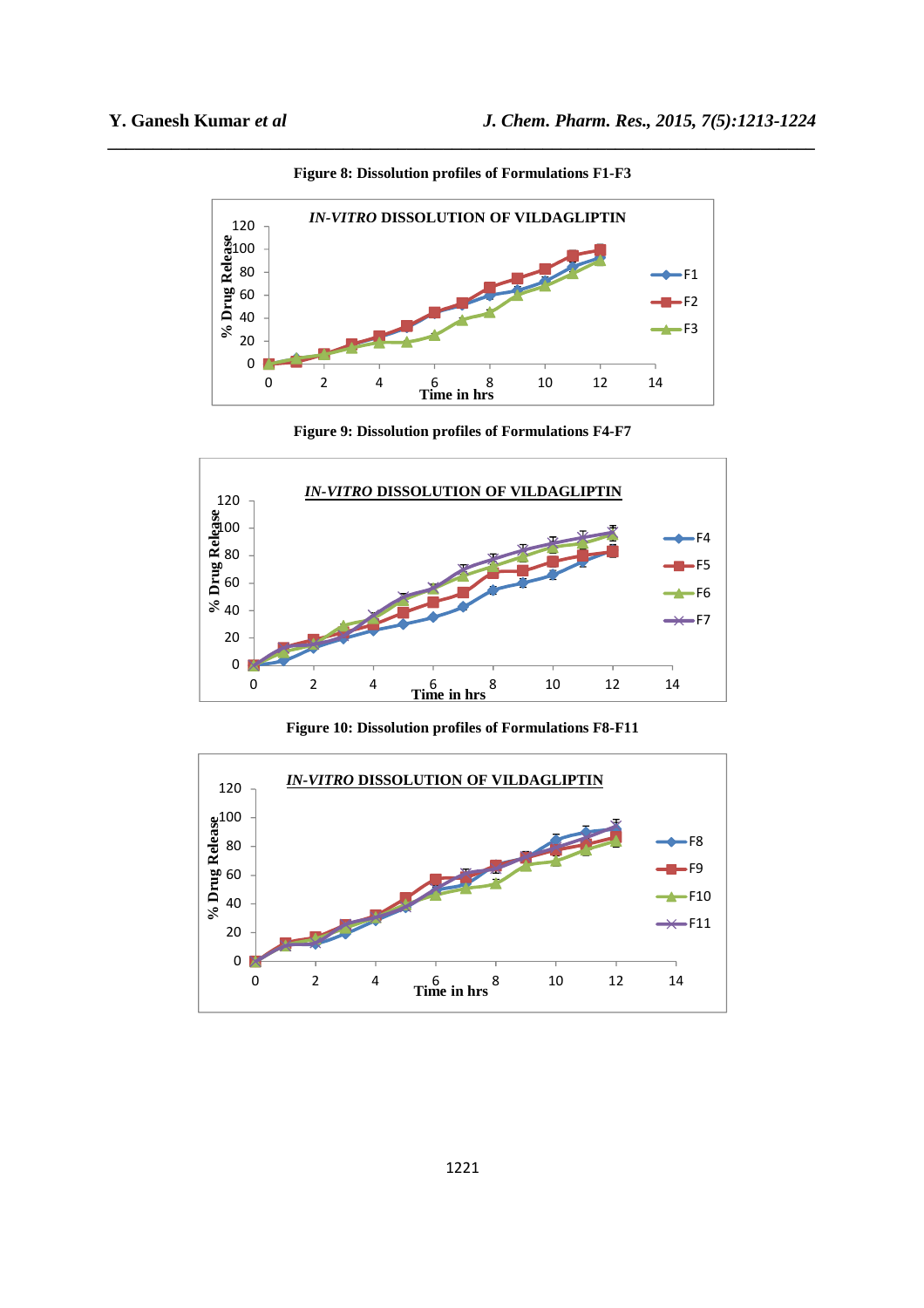**Figure 8: Dissolution profiles of Formulations F1-F3**

*IN-VITRO* DISSOLUTION OF VILDAGLIPTIN

% Drug Release

120
100
80
60
40
20
0

0 2 4 6 8 10 12 14

Time in hrs

F1
F2
F3

**Figure 9: Dissolution profiles of Formulations F4-F7**

*IN-VITRO* DISSOLUTION OF VILDAGLIPTIN

% Drug Release

120
100
80
60
40
20
0

0 2 4 6 8 10 12 14

Time in hrs

F4
F5
F6
F7

**Figure 10: Dissolution profiles of Formulations F8-F11**

*IN-VITRO* DISSOLUTION OF VILDAGLIPTIN

% Drug Release

120
100
80
60
40
20
0

0 2 4 6 8 10 12 14

Time in hrs

F8
F9
F10
F11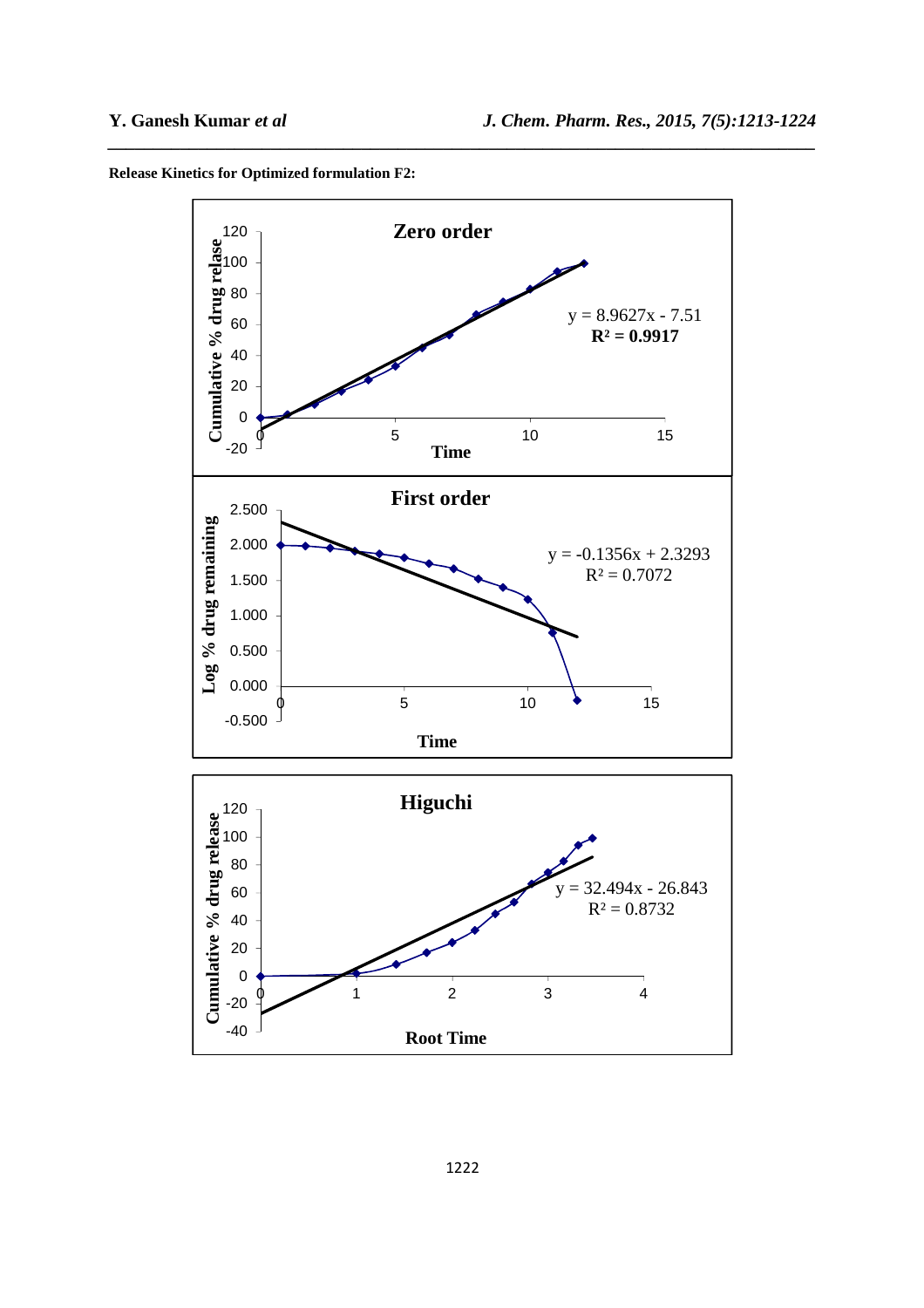**Release Kinetics for Optimized formulation F2:**

Zero order

Cumulative % drug relase

120
100
80
60
40
20
0
-20

0
5
10
15

Time

y = 8.9627x - 7.51
$R^2 = 0.9917$

First order

Log % drug remaining

2.500
2.000
1.500
1.000
0.500
0.000
-0.500

0
5
10
15

Time

y = -0.1356x + 2.3293
$R^2 = 0.7072$

Higuchi

Cumulative % drug release

120
100
80
60
40
20
0
-20
-40

0
1
2
3
4

Root Time

y = 32.494x - 26.843
$R^2 = 0.8732$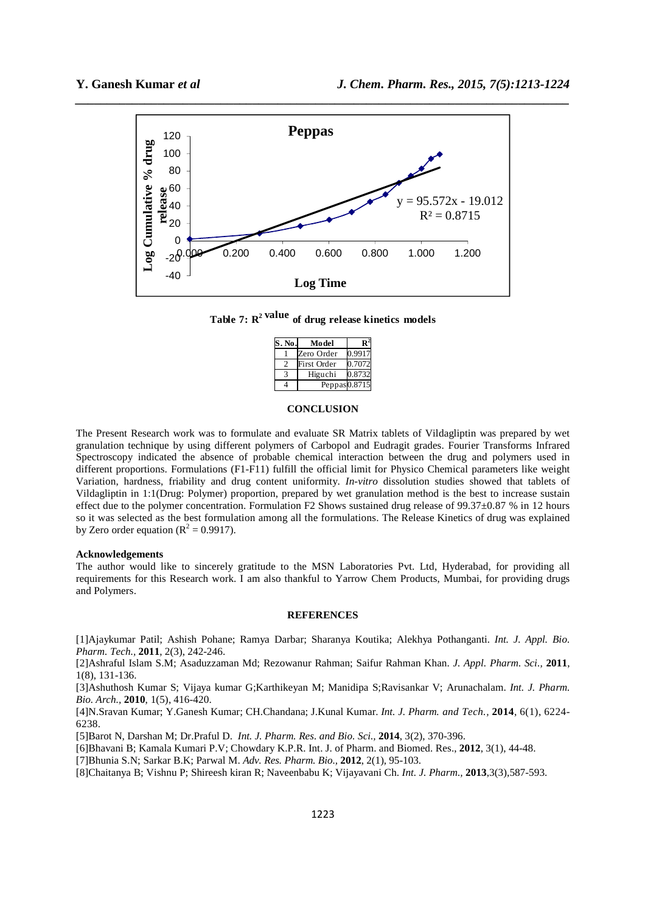Peppas

120
100
80
60
40
20
0
-20
-40

Log Cumulative % drug release

0.000 0.200 0.400 0.600 0.800 1.000 1.200

Log Time

y = 95.572x - 19.012
$R^2 = 0.8715$

**Table 7: $R^2$ value of drug release kinetics models**

| S. No. | Model | $R^2$ |
|---|---|---|
| 1 | Zero Order | 0.9917 |
| 2 | First Order | 0.7072 |
| 3 | Higuchi | 0.8732 |
| 4 | Peppas | 0.8715 |

## CONCLUSION

The Present Research work was to formulate and evaluate SR Matrix tablets of Vildagliptin was prepared by wet granulation technique by using different polymers of Carbopol and Eudragit grades. Fourier Transforms Infrared Spectroscopy indicated the absence of probable chemical interaction between the drug and polymers used in different proportions. Formulations (F1-F11) fulfill the official limit for Physico Chemical parameters like weight Variation, hardness, friability and drug content uniformity. *In-vitro* dissolution studies showed that tablets of Vildagliptin in 1:1(Drug: Polymer) proportion, prepared by wet granulation method is the best to increase sustain effect due to the polymer concentration. Formulation F2 Shows sustained drug release of 99.37±0.87 % in 12 hours so it was selected as the best formulation among all the formulations. The Release Kinetics of drug was explained by Zero order equation ($R^2 = 0.9917$).

### Acknowledgements

The author would like to sincerely gratitude to the MSN Laboratories Pvt. Ltd, Hyderabad, for providing all requirements for this Research work. I am also thankful to Yarrow Chem Products, Mumbai, for providing drugs and Polymers.

## REFERENCES

[1]Ajaykumar Patil; Ashish Pohane; Ramya Darbar; Sharanya Koutika; Alekhya Pothanganti. *Int. J. Appl. Bio. Pharm. Tech.,* **2011**, 2(3), 242-246.

[2]Ashraful Islam S.M; Asaduzzaman Md; Rezowanur Rahman; Saifur Rahman Khan. *J. Appl. Pharm. Sci.,* **2011**, 1(8), 131-136.

[3]Ashuthosh Kumar S; Vijaya kumar G;Karthikeyan M; Manidipa S;Ravisankar V; Arunachalam. *Int. J. Pharm. Bio. Arch.,* **2010**, 1(5), 416-420.

[4]N.Sravan Kumar; Y.Ganesh Kumar; CH.Chandana; J.Kunal Kumar. *Int. J. Pharm. and Tech.,* **2014**, 6(1), 6224-6238.

[5]Barot N, Darshan M; Dr.Praful D. *Int. J. Pharm. Res. and Bio. Sci.,* **2014**, 3(2), 370-396.

[6]Bhavani B; Kamala Kumari P.V; Chowdary K.P.R. Int. J. of Pharm. and Biomed. Res., **2012**, 3(1), 44-48.

[7]Bhunia S.N; Sarkar B.K; Parwal M. *Adv. Res. Pharm. Bio.,* **2012**, 2(1), 95-103.

[8]Chaitanya B; Vishnu P; Shireesh kiran R; Naveenbabu K; Vijayavani Ch. *Int. J. Pharm.,* **2013**,3(3),587-593.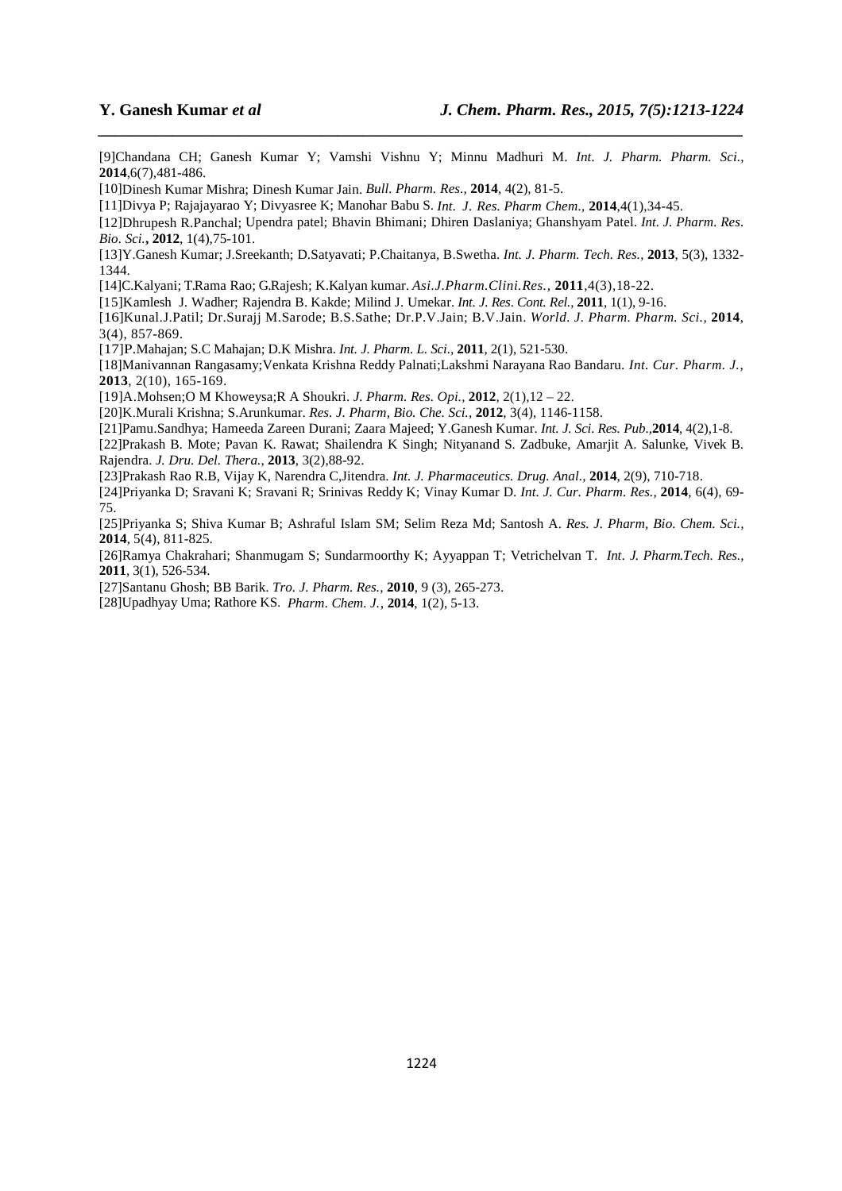[9]Chandana CH; Ganesh Kumar Y; Vamshi Vishnu Y; Minnu Madhuri M. *Int. J. Pharm. Pharm. Sci.*, **2014**,6(7),481-486.

[10]Dinesh Kumar Mishra; Dinesh Kumar Jain. *Bull. Pharm. Res.*, **2014**, 4(2), 81-5.

[11]Divya P; Rajajayarao Y; Divyasree K; Manohar Babu S. *Int. J. Res. Pharm Chem.*, **2014**,4(1),34-45.

[12]Dhrupesh R.Panchal; Upendra patel; Bhavin Bhimani; Dhiren Daslaniya; Ghanshyam Patel. *Int. J. Pharm. Res. Bio. Sci.*, **2012**, 1(4),75-101.

[13]Y.Ganesh Kumar; J.Sreekanth; D.Satyavati; P.Chaitanya, B.Swetha. *Int. J. Pharm. Tech. Res.*, **2013**, 5(3), 1332-1344.

[14]C.Kalyani; T.Rama Rao; G.Rajesh; K.Kalyan kumar. *Asi.J.Pharm.Clini.Res.*, **2011**,4(3),18-22.

[15]Kamlesh J. Wadher; Rajendra B. Kakde; Milind J. Umekar. *Int. J. Res. Cont. Rel.*, **2011**, 1(1), 9-16.

[16]Kunal.J.Patil; Dr.Surajj M.Sarode; B.S.Sathe; Dr.P.V.Jain; B.V.Jain. *World. J. Pharm. Pharm. Sci.*, **2014**, 3(4), 857-869.

[17]P.Mahajan; S.C Mahajan; D.K Mishra. *Int. J. Pharm. L. Sci.*, **2011**, 2(1), 521-530.

[18]Manivannan Rangasamy;Venkata Krishna Reddy Palnati;Lakshmi Narayana Rao Bandaru. *Int. Cur. Pharm. J.*, **2013**, 2(10), 165-169.

[19]A.Mohsen;O M Khoweysa;R A Shoukri. *J. Pharm. Res. Opi.*, **2012**, 2(1),12 – 22.

[20]K.Murali Krishna; S.Arunkumar. *Res. J. Pharm, Bio. Che. Sci.*, **2012**, 3(4), 1146-1158.

[21]Pamu.Sandhya; Hameeda Zareen Durani; Zaara Majeed; Y.Ganesh Kumar. *Int. J. Sci. Res. Pub.*,**2014**, 4(2),1-8.

[22]Prakash B. Mote; Pavan K. Rawat; Shailendra K Singh; Nityanand S. Zadbuke, Amarjit A. Salunke, Vivek B. Rajendra. *J. Dru. Del. Thera.*, **2013**, 3(2),88-92.

[23]Prakash Rao R.B, Vijay K, Narendra C,Jitendra. *Int. J. Pharmaceutics. Drug. Anal.*, **2014**, 2(9), 710-718.

[24]Priyanka D; Sravani K; Sravani R; Srinivas Reddy K; Vinay Kumar D. *Int. J. Cur. Pharm. Res.*, **2014**, 6(4), 69-75.

[25]Priyanka S; Shiva Kumar B; Ashraful Islam SM; Selim Reza Md; Santosh A. *Res. J. Pharm, Bio. Chem. Sci.*, **2014**, 5(4), 811-825.

[26]Ramya Chakrahari; Shanmugam S; Sundarmoorthy K; Ayyappan T; Vetrichelvan T. *Int. J. Pharm.Tech. Res.*, **2011**, 3(1), 526-534.

[27]Santanu Ghosh; BB Barik. *Tro. J. Pharm. Res.*, **2010**, 9 (3), 265-273.

[28]Upadhyay Uma; Rathore KS. *Pharm. Chem. J.*, **2014**, 1(2), 5-13.